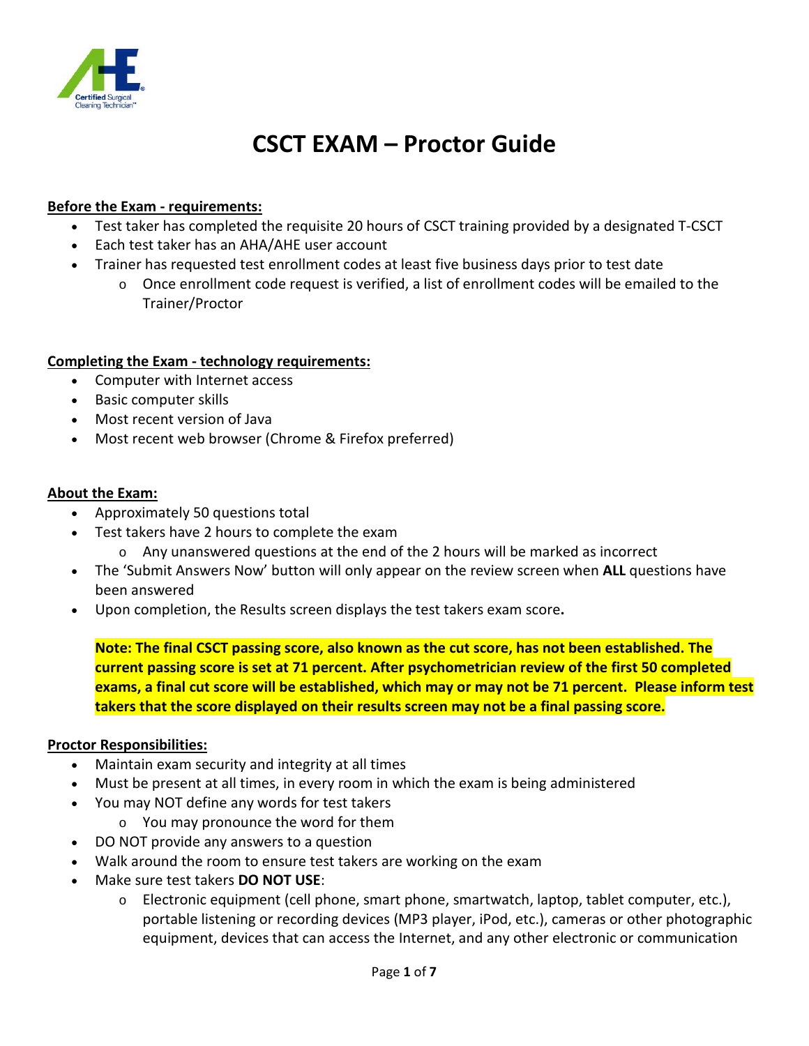# CSCT EXAM – Proctor Guide

**Before the Exam - requirements:**

- Test taker has completed the requisite 20 hours of CSCT training provided by a designated T-CSCT
- Each test taker has an AHA/AHE user account
- Trainer has requested test enrollment codes at least five business days prior to test date
  - Once enrollment code request is verified, a list of enrollment codes will be emailed to the Trainer/Proctor

**Completing the Exam - technology requirements:**

- Computer with Internet access
- Basic computer skills
- Most recent version of Java
- Most recent web browser (Chrome & Firefox preferred)

**About the Exam:**

- Approximately 50 questions total
- Test takers have 2 hours to complete the exam
  - Any unanswered questions at the end of the 2 hours will be marked as incorrect
- The 'Submit Answers Now' button will only appear on the review screen when **ALL** questions have been answered
- Upon completion, the Results screen displays the test takers exam score**.**

**Note: The final CSCT passing score, also known as the cut score, has not been established. The current passing score is set at 71 percent. After psychometrician review of the first 50 completed exams, a final cut score will be established, which may or may not be 71 percent. Please inform test takers that the score displayed on their results screen may not be a final passing score.**

**Proctor Responsibilities:**

- Maintain exam security and integrity at all times
- Must be present at all times, in every room in which the exam is being administered
- You may NOT define any words for test takers
  - You may pronounce the word for them
- DO NOT provide any answers to a question
- Walk around the room to ensure test takers are working on the exam
- Make sure test takers **DO NOT USE**:
  - Electronic equipment (cell phone, smart phone, smartwatch, laptop, tablet computer, etc.), portable listening or recording devices (MP3 player, iPod, etc.), cameras or other photographic equipment, devices that can access the Internet, and any other electronic or communication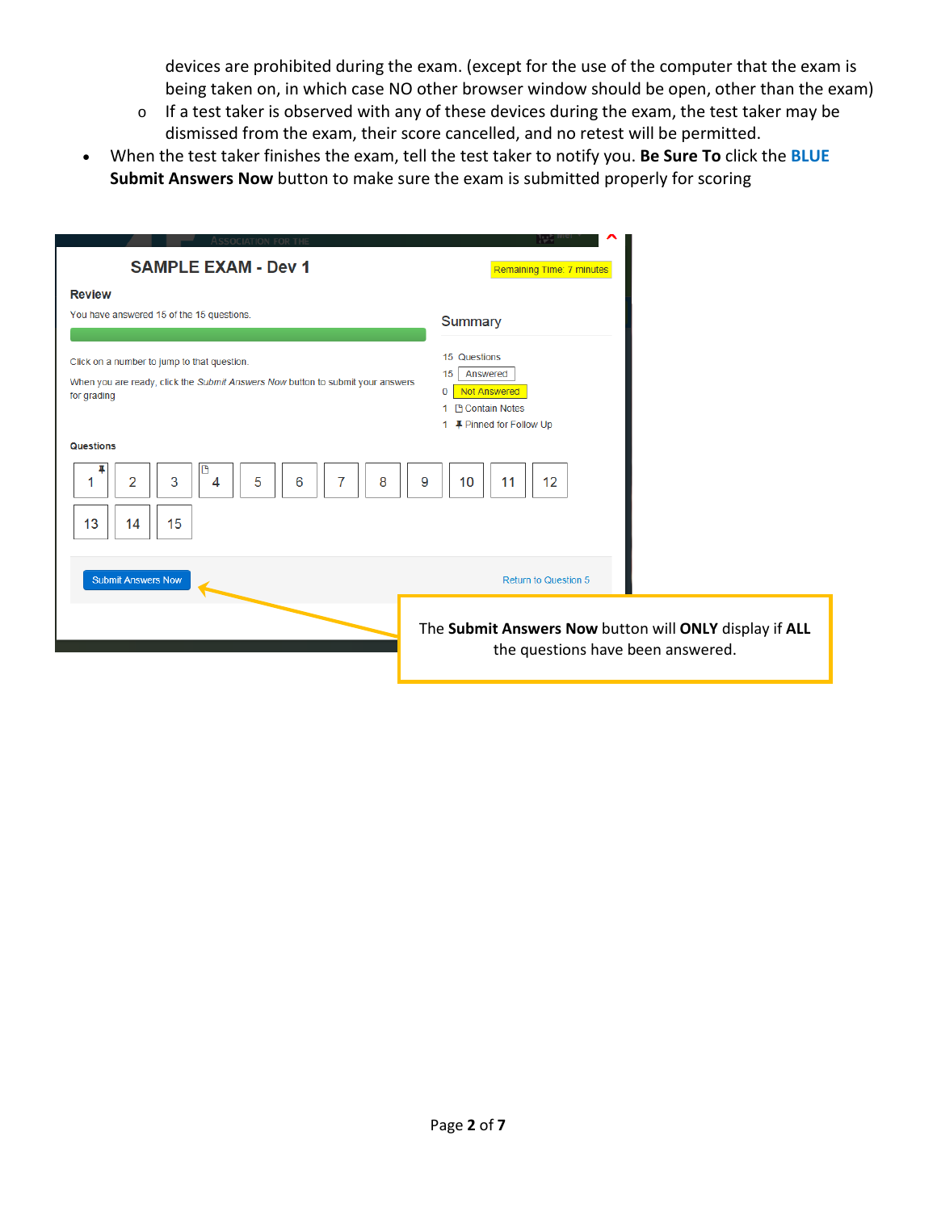devices are prohibited during the exam. (except for the use of the computer that the exam is being taken on, in which case NO other browser window should be open, other than the exam)

  - If a test taker is observed with any of these devices during the exam, the test taker may be dismissed from the exam, their score cancelled, and no retest will be permitted.

- When the test taker finishes the exam, tell the test taker to notify you. **Be Sure To** click the **BLUE Submit Answers Now** button to make sure the exam is submitted properly for scoring

SAMPLE EXAM - Dev 1

Remaining Time: 7 minutes

**Review**

You have answered 15 of the 15 questions.

Click on a number to jump to that question.

When you are ready, click the *Submit Answers Now* button to submit your answers for grading

**Summary**

15 Questions
15 Answered
0 Not Answered
1 Contain Notes
1 Pinned for Follow Up

**Questions**

1 2 3 4 5 6 7 8 9 10 11 12
13 14 15

Submit Answers Now

Return to Question 5

The **Submit Answers Now** button will **ONLY** display if **ALL** the questions have been answered.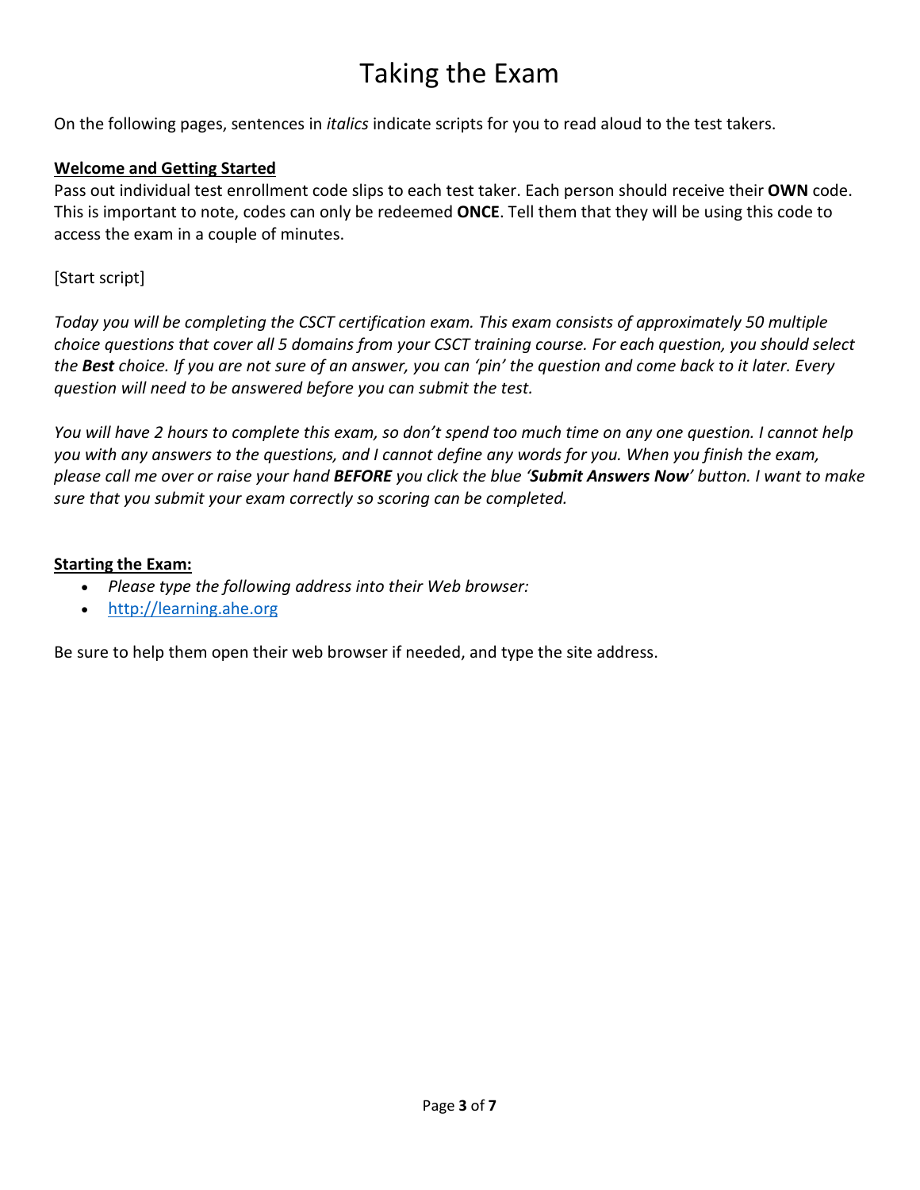# Taking the Exam

On the following pages, sentences in *italics* indicate scripts for you to read aloud to the test takers.

**Welcome and Getting Started**

Pass out individual test enrollment code slips to each test taker. Each person should receive their **OWN** code. This is important to note, codes can only be redeemed **ONCE**. Tell them that they will be using this code to access the exam in a couple of minutes.

[Start script]

*Today you will be completing the CSCT certification exam. This exam consists of approximately 50 multiple choice questions that cover all 5 domains from your CSCT training course. For each question, you should select the **Best** choice. If you are not sure of an answer, you can 'pin' the question and come back to it later. Every question will need to be answered before you can submit the test.*

*You will have 2 hours to complete this exam, so don't spend too much time on any one question. I cannot help you with any answers to the questions, and I cannot define any words for you. When you finish the exam, please call me over or raise your hand **BEFORE** you click the blue '**Submit Answers Now**' button. I want to make sure that you submit your exam correctly so scoring can be completed.*

**Starting the Exam:**

- *Please type the following address into their Web browser:*
- http://learning.ahe.org

Be sure to help them open their web browser if needed, and type the site address.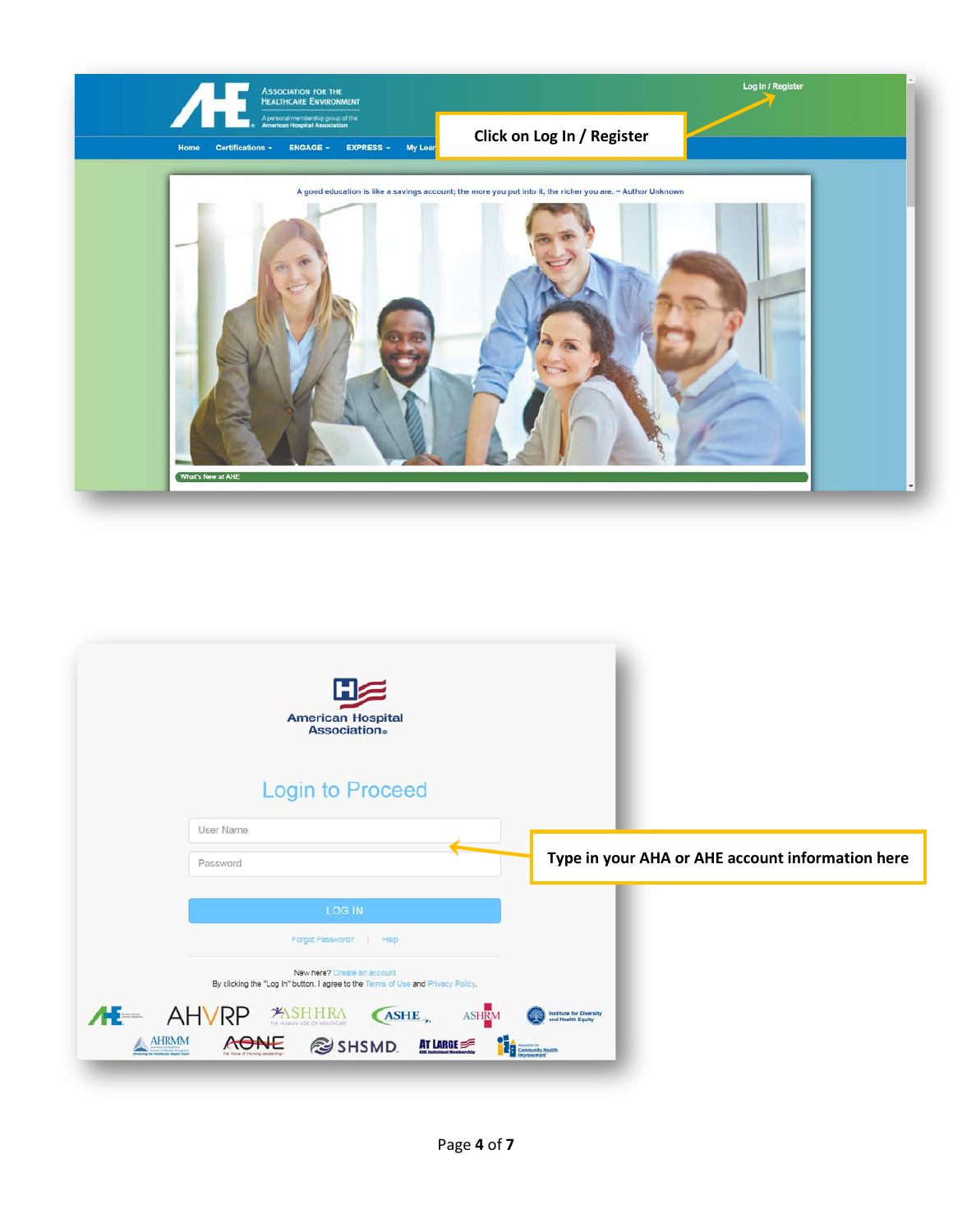Click on Log In / Register

Type in your AHA or AHE account information here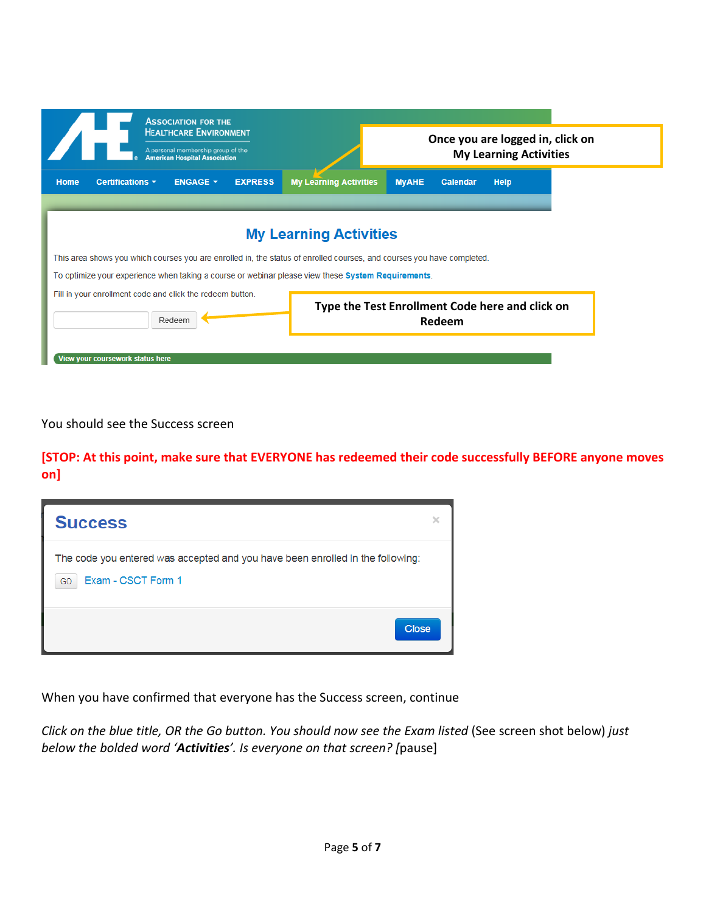Once you are logged in, click on My Learning Activities

Home | Certifications | ENGAGE | EXPRESS | My Learning Activities | MyAHE | Calendar | Help

## My Learning Activities

This area shows you which courses you are enrolled in, the status of enrolled courses, and courses you have completed.

To optimize your experience when taking a course or webinar please view these **System Requirements**.

Fill in your enrollment code and click the redeem button.

Redeem

Type the Test Enrollment Code here and click on Redeem

View your coursework status here

You should see the Success screen

**[STOP: At this point, make sure that EVERYONE has redeemed their code successfully BEFORE anyone moves on]**

## Success

The code you entered was accepted and you have been enrolled in the following:

GO Exam - CSCT Form 1

Close

When you have confirmed that everyone has the Success screen, continue

*Click on the blue title, OR the Go button. You should now see the Exam listed* (See screen shot below) *just below the bolded word '**Activities**'. Is everyone on that screen?* [pause]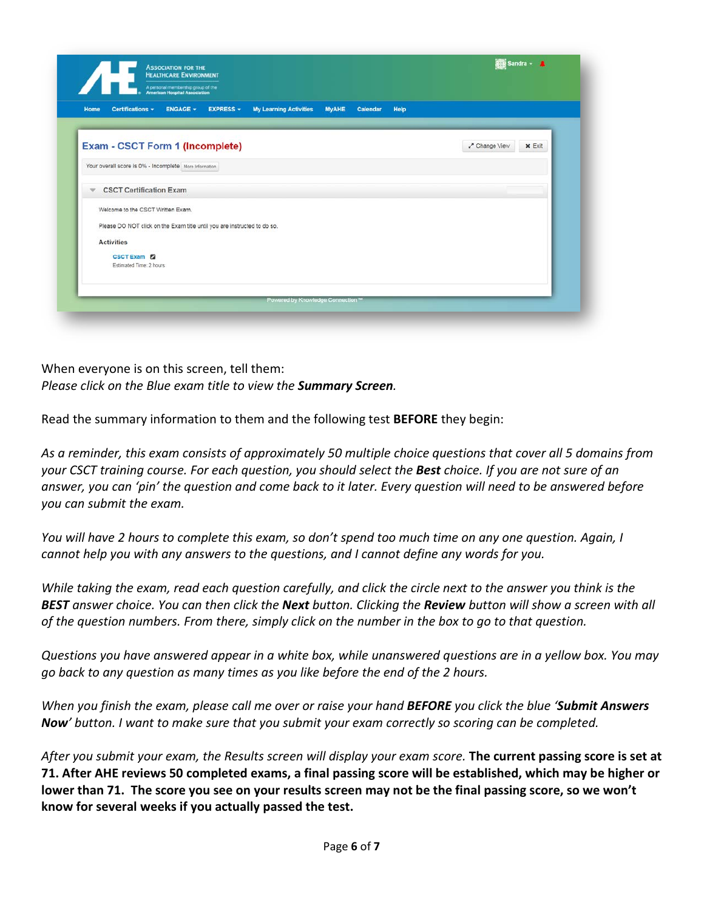When everyone is on this screen, tell them:
*Please click on the Blue exam title to view the **Summary Screen**.*

Read the summary information to them and the following test **BEFORE** they begin:

*As a reminder, this exam consists of approximately 50 multiple choice questions that cover all 5 domains from your CSCT training course. For each question, you should select the **Best** choice. If you are not sure of an answer, you can 'pin' the question and come back to it later. Every question will need to be answered before you can submit the exam.*

*You will have 2 hours to complete this exam, so don't spend too much time on any one question. Again, I cannot help you with any answers to the questions, and I cannot define any words for you.*

*While taking the exam, read each question carefully, and click the circle next to the answer you think is the **BEST** answer choice. You can then click the **Next** button. Clicking the **Review** button will show a screen with all of the question numbers. From there, simply click on the number in the box to go to that question.*

*Questions you have answered appear in a white box, while unanswered questions are in a yellow box. You may go back to any question as many times as you like before the end of the 2 hours.*

*When you finish the exam, please call me over or raise your hand **BEFORE** you click the blue '**Submit Answers Now**' button. I want to make sure that you submit your exam correctly so scoring can be completed.*

*After you submit your exam, the Results screen will display your exam score.* **The current passing score is set at 71. After AHE reviews 50 completed exams, a final passing score will be established, which may be higher or lower than 71. The score you see on your results screen may not be the final passing score, so we won't know for several weeks if you actually passed the test.**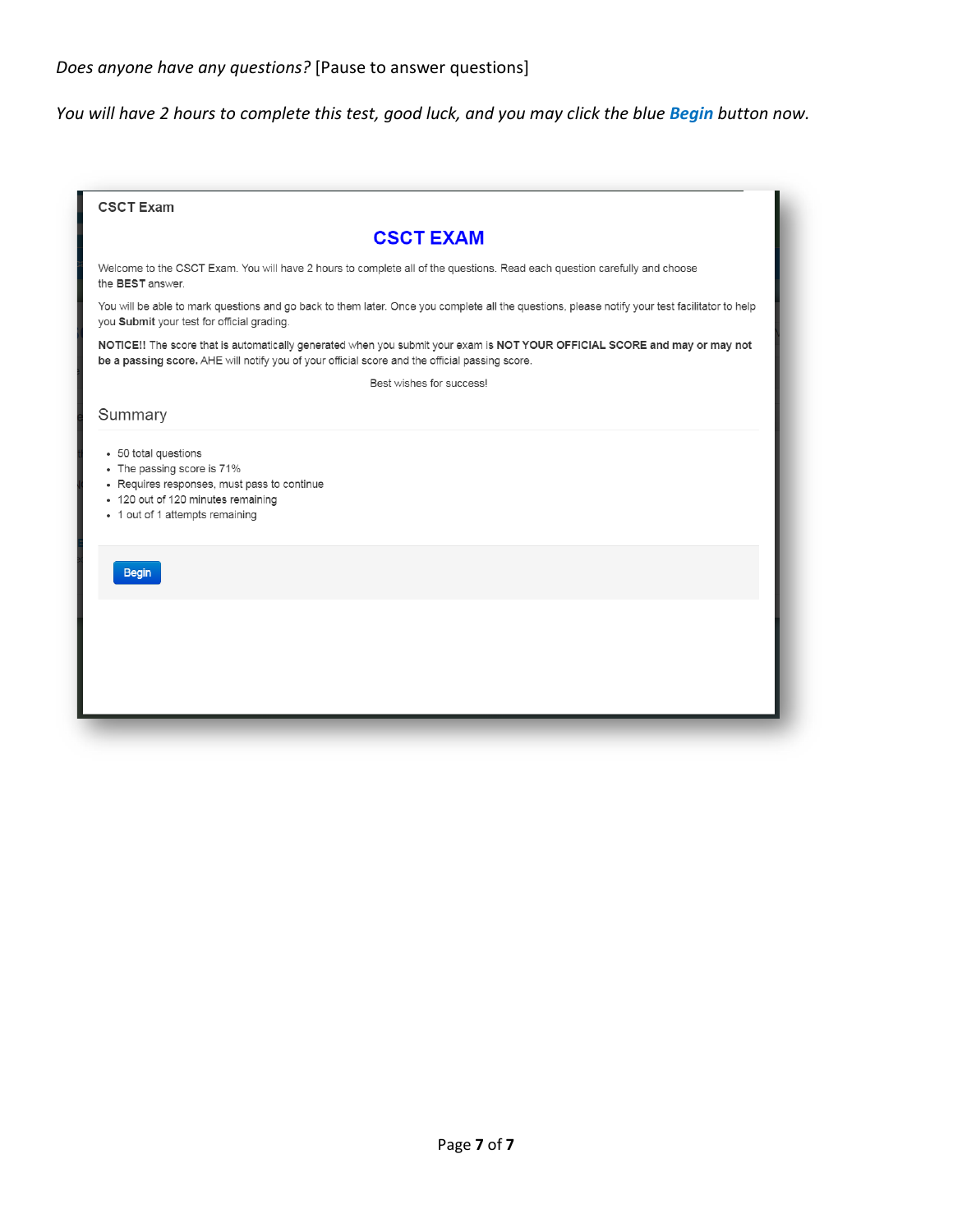*Does anyone have any questions?* [Pause to answer questions]

*You will have 2 hours to complete this test, good luck, and you may click the blue* ***Begin*** *button now.*

CSCT Exam

## CSCT EXAM

Welcome to the CSCT Exam. You will have 2 hours to complete all of the questions. Read each question carefully and choose the **BEST** answer.

You will be able to mark questions and go back to them later. Once you complete **all** the questions, please notify your test facilitator to help you **Submit** your test for official grading.

**NOTICE!! The score that is automatically generated when you submit your exam is NOT YOUR OFFICIAL SCORE and may or may not be a passing score.** AHE will notify you of your official score and the official passing score.

Best wishes for success!

### Summary

- 50 total questions
- The passing score is 71%
- Requires responses, must pass to continue
- 120 out of 120 minutes remaining
- 1 out of 1 attempts remaining

Begin